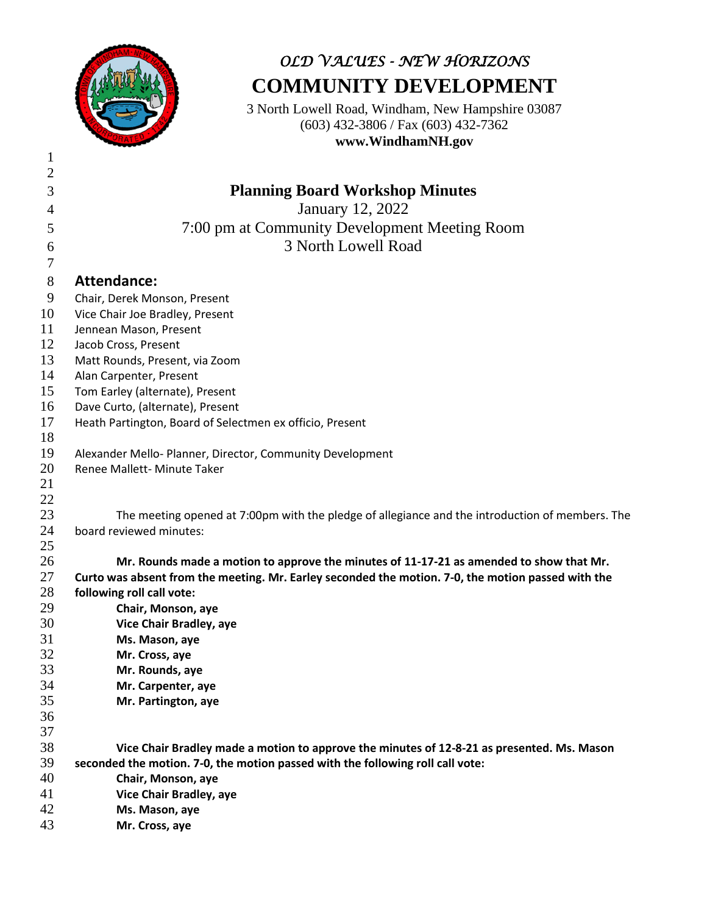*OLD VALUES - NEW HORIZONS*

# COMMUNITY DEVELOPMENT

3 North Lowell Road, Windham, New Hampshire 03087
(603) 432-3806 / Fax (603) 432-7362
**www.WindhamNH.gov**

## Planning Board Workshop Minutes

January 12, 2022
7:00 pm at Community Development Meeting Room
3 North Lowell Road

## Attendance:

Chair, Derek Monson, Present
Vice Chair Joe Bradley, Present
Jennean Mason, Present
Jacob Cross, Present
Matt Rounds, Present, via Zoom
Alan Carpenter, Present
Tom Earley (alternate), Present
Dave Curto, (alternate), Present
Heath Partington, Board of Selectmen ex officio, Present

Alexander Mello- Planner, Director, Community Development
Renee Mallett- Minute Taker

The meeting opened at 7:00pm with the pledge of allegiance and the introduction of members. The board reviewed minutes:

**Mr. Rounds made a motion to approve the minutes of 11-17-21 as amended to show that Mr. Curto was absent from the meeting. Mr. Earley seconded the motion. 7-0, the motion passed with the following roll call vote:**

**Chair, Monson, aye**
**Vice Chair Bradley, aye**
**Ms. Mason, aye**
**Mr. Cross, aye**
**Mr. Rounds, aye**
**Mr. Carpenter, aye**
**Mr. Partington, aye**

**Vice Chair Bradley made a motion to approve the minutes of 12-8-21 as presented. Ms. Mason seconded the motion. 7-0, the motion passed with the following roll call vote:**

**Chair, Monson, aye**
**Vice Chair Bradley, aye**
**Ms. Mason, aye**
**Mr. Cross, aye**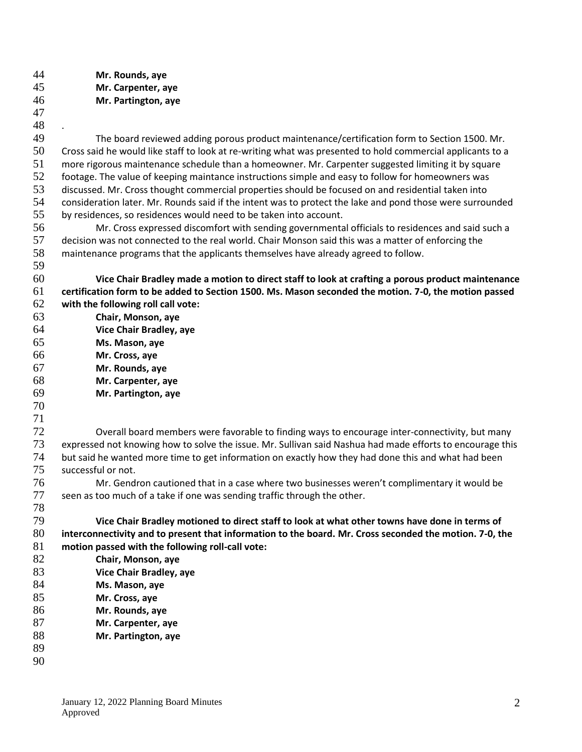**Mr. Rounds, aye**
**Mr. Carpenter, aye**
**Mr. Partington, aye**

.

The board reviewed adding porous product maintenance/certification form to Section 1500. Mr. Cross said he would like staff to look at re-writing what was presented to hold commercial applicants to a more rigorous maintenance schedule than a homeowner. Mr. Carpenter suggested limiting it by square footage. The value of keeping maintance instructions simple and easy to follow for homeowners was discussed. Mr. Cross thought commercial properties should be focused on and residential taken into consideration later. Mr. Rounds said if the intent was to protect the lake and pond those were surrounded by residences, so residences would need to be taken into account.

Mr. Cross expressed discomfort with sending governmental officials to residences and said such a decision was not connected to the real world. Chair Monson said this was a matter of enforcing the maintenance programs that the applicants themselves have already agreed to follow.

**Vice Chair Bradley made a motion to direct staff to look at crafting a porous product maintenance certification form to be added to Section 1500. Ms. Mason seconded the motion. 7-0, the motion passed with the following roll call vote:**

**Chair, Monson, aye**
**Vice Chair Bradley, aye**
**Ms. Mason, aye**
**Mr. Cross, aye**
**Mr. Rounds, aye**
**Mr. Carpenter, aye**
**Mr. Partington, aye**

Overall board members were favorable to finding ways to encourage inter-connectivity, but many expressed not knowing how to solve the issue. Mr. Sullivan said Nashua had made efforts to encourage this but said he wanted more time to get information on exactly how they had done this and what had been successful or not.

Mr. Gendron cautioned that in a case where two businesses weren't complimentary it would be seen as too much of a take if one was sending traffic through the other.

**Vice Chair Bradley motioned to direct staff to look at what other towns have done in terms of interconnectivity and to present that information to the board. Mr. Cross seconded the motion. 7-0, the motion passed with the following roll-call vote:**

**Chair, Monson, aye**
**Vice Chair Bradley, aye**
**Ms. Mason, aye**
**Mr. Cross, aye**
**Mr. Rounds, aye**
**Mr. Carpenter, aye**
**Mr. Partington, aye**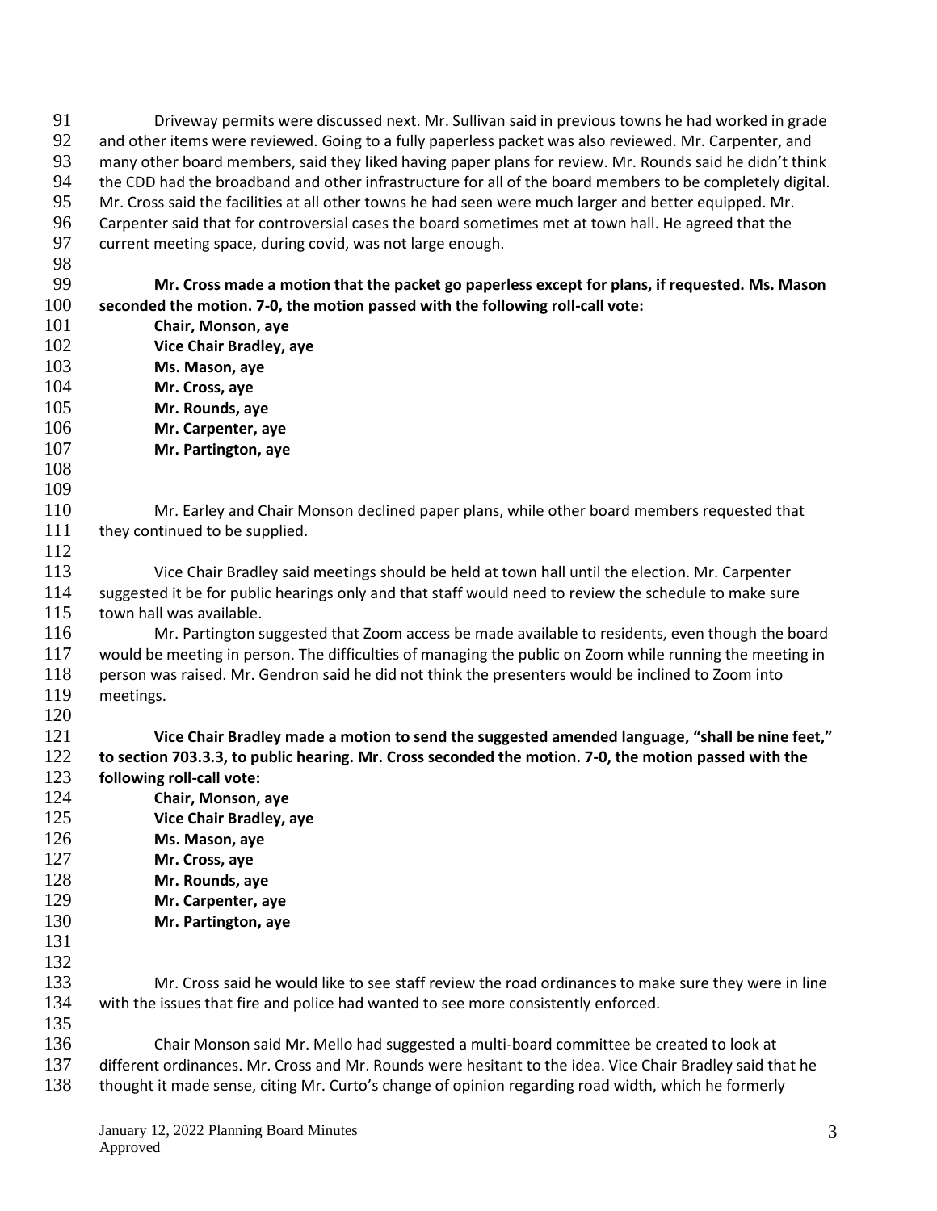Driveway permits were discussed next. Mr. Sullivan said in previous towns he had worked in grade and other items were reviewed. Going to a fully paperless packet was also reviewed. Mr. Carpenter, and many other board members, said they liked having paper plans for review. Mr. Rounds said he didn't think the CDD had the broadband and other infrastructure for all of the board members to be completely digital. Mr. Cross said the facilities at all other towns he had seen were much larger and better equipped. Mr. Carpenter said that for controversial cases the board sometimes met at town hall. He agreed that the current meeting space, during covid, was not large enough.

**Mr. Cross made a motion that the packet go paperless except for plans, if requested. Ms. Mason seconded the motion. 7-0, the motion passed with the following roll-call vote:**

**Chair, Monson, aye**
**Vice Chair Bradley, aye**
**Ms. Mason, aye**
**Mr. Cross, aye**
**Mr. Rounds, aye**
**Mr. Carpenter, aye**
**Mr. Partington, aye**

Mr. Earley and Chair Monson declined paper plans, while other board members requested that they continued to be supplied.

Vice Chair Bradley said meetings should be held at town hall until the election. Mr. Carpenter suggested it be for public hearings only and that staff would need to review the schedule to make sure town hall was available.

Mr. Partington suggested that Zoom access be made available to residents, even though the board would be meeting in person. The difficulties of managing the public on Zoom while running the meeting in person was raised. Mr. Gendron said he did not think the presenters would be inclined to Zoom into meetings.

**Vice Chair Bradley made a motion to send the suggested amended language, "shall be nine feet," to section 703.3.3, to public hearing. Mr. Cross seconded the motion. 7-0, the motion passed with the following roll-call vote:**

**Chair, Monson, aye**
**Vice Chair Bradley, aye**
**Ms. Mason, aye**
**Mr. Cross, aye**
**Mr. Rounds, aye**
**Mr. Carpenter, aye**
**Mr. Partington, aye**

Mr. Cross said he would like to see staff review the road ordinances to make sure they were in line with the issues that fire and police had wanted to see more consistently enforced.

Chair Monson said Mr. Mello had suggested a multi-board committee be created to look at different ordinances. Mr. Cross and Mr. Rounds were hesitant to the idea. Vice Chair Bradley said that he thought it made sense, citing Mr. Curto's change of opinion regarding road width, which he formerly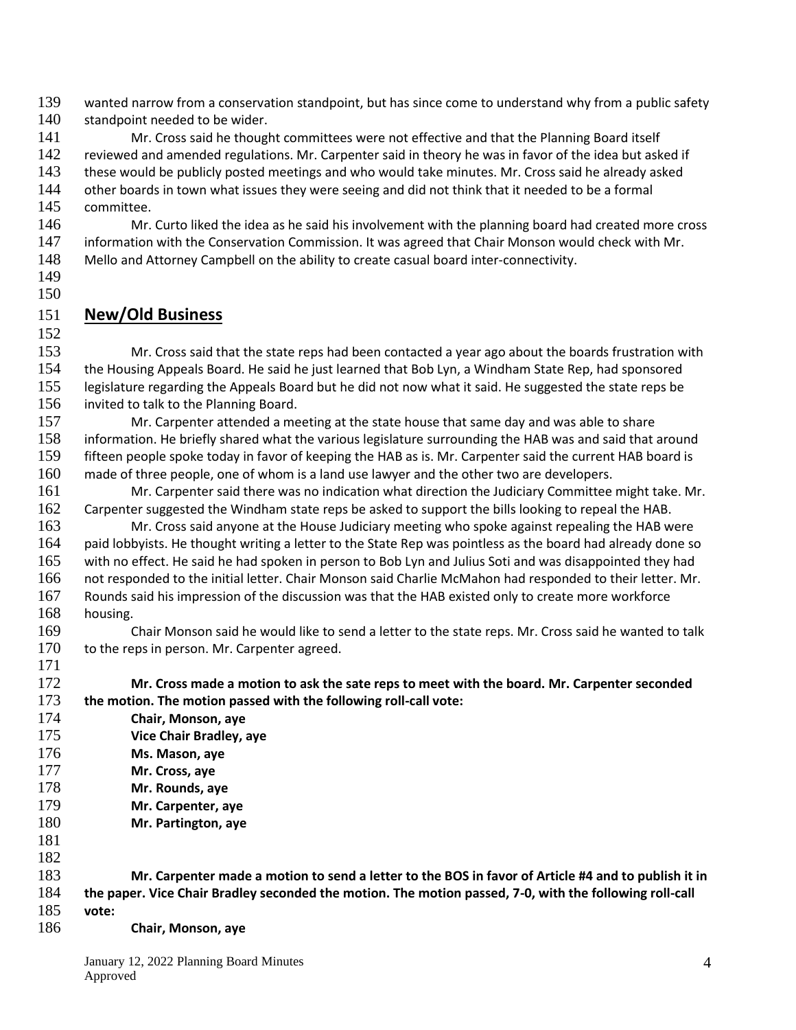wanted narrow from a conservation standpoint, but has since come to understand why from a public safety standpoint needed to be wider.

Mr. Cross said he thought committees were not effective and that the Planning Board itself reviewed and amended regulations. Mr. Carpenter said in theory he was in favor of the idea but asked if these would be publicly posted meetings and who would take minutes. Mr. Cross said he already asked other boards in town what issues they were seeing and did not think that it needed to be a formal committee.

Mr. Curto liked the idea as he said his involvement with the planning board had created more cross information with the Conservation Commission. It was agreed that Chair Monson would check with Mr. Mello and Attorney Campbell on the ability to create casual board inter-connectivity.

## New/Old Business

Mr. Cross said that the state reps had been contacted a year ago about the boards frustration with the Housing Appeals Board. He said he just learned that Bob Lyn, a Windham State Rep, had sponsored legislature regarding the Appeals Board but he did not now what it said. He suggested the state reps be invited to talk to the Planning Board.

Mr. Carpenter attended a meeting at the state house that same day and was able to share information. He briefly shared what the various legislature surrounding the HAB was and said that around fifteen people spoke today in favor of keeping the HAB as is. Mr. Carpenter said the current HAB board is made of three people, one of whom is a land use lawyer and the other two are developers.

Mr. Carpenter said there was no indication what direction the Judiciary Committee might take. Mr. Carpenter suggested the Windham state reps be asked to support the bills looking to repeal the HAB.

Mr. Cross said anyone at the House Judiciary meeting who spoke against repealing the HAB were paid lobbyists. He thought writing a letter to the State Rep was pointless as the board had already done so with no effect. He said he had spoken in person to Bob Lyn and Julius Soti and was disappointed they had not responded to the initial letter. Chair Monson said Charlie McMahon had responded to their letter. Mr. Rounds said his impression of the discussion was that the HAB existed only to create more workforce housing.

Chair Monson said he would like to send a letter to the state reps. Mr. Cross said he wanted to talk to the reps in person. Mr. Carpenter agreed.

**Mr. Cross made a motion to ask the sate reps to meet with the board. Mr. Carpenter seconded the motion. The motion passed with the following roll-call vote:**

**Chair, Monson, aye**
**Vice Chair Bradley, aye**
**Ms. Mason, aye**
**Mr. Cross, aye**
**Mr. Rounds, aye**
**Mr. Carpenter, aye**
**Mr. Partington, aye**

**Mr. Carpenter made a motion to send a letter to the BOS in favor of Article #4 and to publish it in the paper. Vice Chair Bradley seconded the motion. The motion passed, 7-0, with the following roll-call vote:**

**Chair, Monson, aye**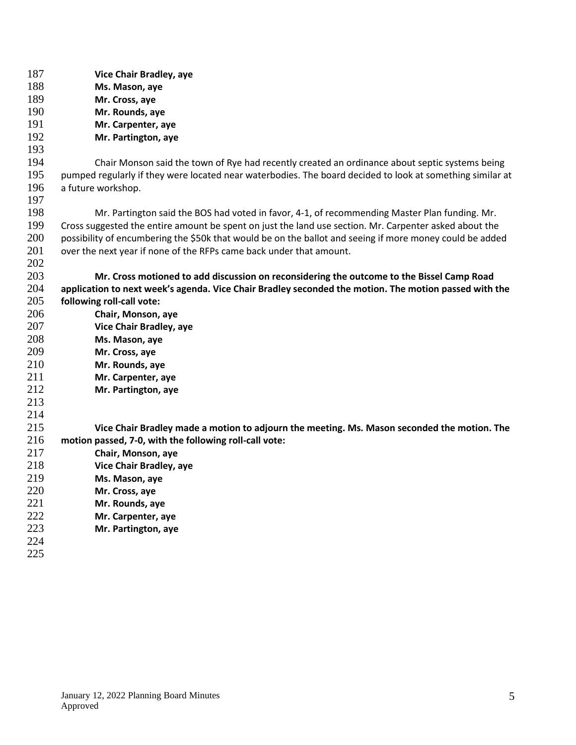**Vice Chair Bradley, aye**
**Ms. Mason, aye**
**Mr. Cross, aye**
**Mr. Rounds, aye**
**Mr. Carpenter, aye**
**Mr. Partington, aye**

Chair Monson said the town of Rye had recently created an ordinance about septic systems being pumped regularly if they were located near waterbodies. The board decided to look at something similar at a future workshop.

Mr. Partington said the BOS had voted in favor, 4-1, of recommending Master Plan funding. Mr. Cross suggested the entire amount be spent on just the land use section. Mr. Carpenter asked about the possibility of encumbering the $50k that would be on the ballot and seeing if more money could be added over the next year if none of the RFPs came back under that amount.

**Mr. Cross motioned to add discussion on reconsidering the outcome to the Bissel Camp Road application to next week's agenda. Vice Chair Bradley seconded the motion. The motion passed with the following roll-call vote:**
**Chair, Monson, aye**
**Vice Chair Bradley, aye**
**Ms. Mason, aye**
**Mr. Cross, aye**
**Mr. Rounds, aye**
**Mr. Carpenter, aye**
**Mr. Partington, aye**

**Vice Chair Bradley made a motion to adjourn the meeting. Ms. Mason seconded the motion. The motion passed, 7-0, with the following roll-call vote:**
**Chair, Monson, aye**
**Vice Chair Bradley, aye**
**Ms. Mason, aye**
**Mr. Cross, aye**
**Mr. Rounds, aye**
**Mr. Carpenter, aye**
**Mr. Partington, aye**